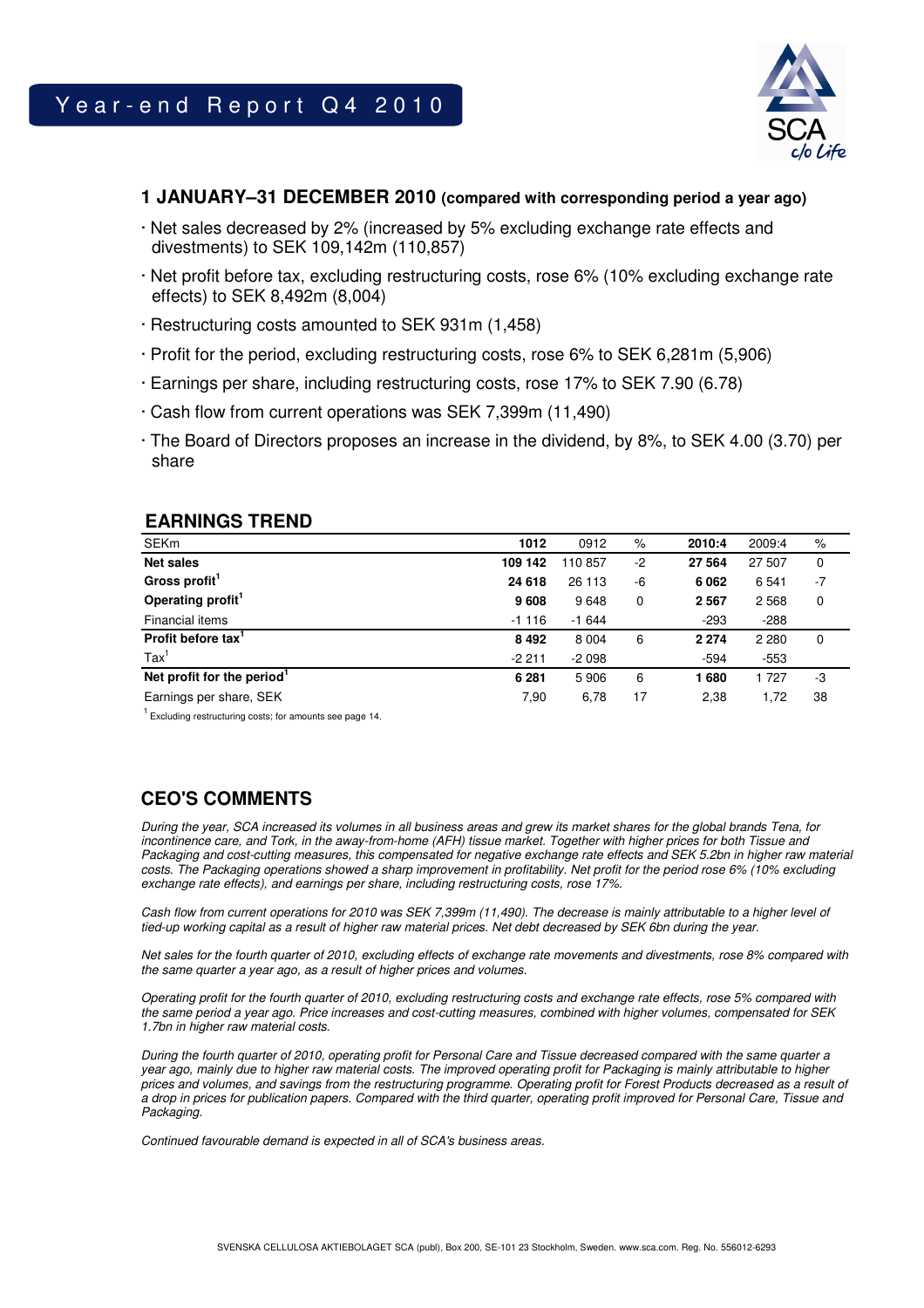# Year-end Report Q4 2010

## 1 JANUARY–31 DECEMBER 2010 (compared with corresponding period a year ago)

- Net sales decreased by 2% (increased by 5% excluding exchange rate effects and divestments) to SEK 109,142m (110,857)
- Net profit before tax, excluding restructuring costs, rose 6% (10% excluding exchange rate effects) to SEK 8,492m (8,004)
- Restructuring costs amounted to SEK 931m (1,458)
- Profit for the period, excluding restructuring costs, rose 6% to SEK 6,281m (5,906)
- Earnings per share, including restructuring costs, rose 17% to SEK 7.90 (6.78)
- Cash flow from current operations was SEK 7,399m (11,490)
- The Board of Directors proposes an increase in the dividend, by 8%, to SEK 4.00 (3.70) per share

## EARNINGS TREND

| SEKm | 1012 | 0912 | % | 2010:4 | 2009:4 | % |
|---|---|---|---|---|---|---|
| **Net sales** | **109 142** | 110 857 | -2 | **27 564** | 27 507 | 0 |
| **Gross profit**[1] | **24 618** | 26 113 | -6 | **6 062** | 6 541 | -7 |
| **Operating profit**[1] | **9 608** | 9 648 | 0 | **2 567** | 2 568 | 0 |
| Financial items | -1 116 | -1 644 | | -293 | -288 | |
| **Profit before tax**[1] | **8 492** | 8 004 | 6 | **2 274** | 2 280 | 0 |
| Tax[1] | -2 211 | -2 098 | | -594 | -553 | |
| **Net profit for the period**[1] | **6 281** | 5 906 | 6 | **1 680** | 1 727 | -3 |
| Earnings per share, SEK | 7,90 | 6,78 | 17 | 2,38 | 1,72 | 38 |

[1] Excluding restructuring costs; for amounts see page 14.

## CEO'S COMMENTS

*During the year, SCA increased its volumes in all business areas and grew its market shares for the global brands Tena, for incontinence care, and Tork, in the away-from-home (AFH) tissue market. Together with higher prices for both Tissue and Packaging and cost-cutting measures, this compensated for negative exchange rate effects and SEK 5.2bn in higher raw material costs. The Packaging operations showed a sharp improvement in profitability. Net profit for the period rose 6% (10% excluding exchange rate effects), and earnings per share, including restructuring costs, rose 17%.*

*Cash flow from current operations for 2010 was SEK 7,399m (11,490). The decrease is mainly attributable to a higher level of tied-up working capital as a result of higher raw material prices. Net debt decreased by SEK 6bn during the year.*

*Net sales for the fourth quarter of 2010, excluding effects of exchange rate movements and divestments, rose 8% compared with the same quarter a year ago, as a result of higher prices and volumes.*

*Operating profit for the fourth quarter of 2010, excluding restructuring costs and exchange rate effects, rose 5% compared with the same period a year ago. Price increases and cost-cutting measures, combined with higher volumes, compensated for SEK 1.7bn in higher raw material costs.*

*During the fourth quarter of 2010, operating profit for Personal Care and Tissue decreased compared with the same quarter a year ago, mainly due to higher raw material costs. The improved operating profit for Packaging is mainly attributable to higher prices and volumes, and savings from the restructuring programme. Operating profit for Forest Products decreased as a result of a drop in prices for publication papers. Compared with the third quarter, operating profit improved for Personal Care, Tissue and Packaging.*

*Continued favourable demand is expected in all of SCA's business areas.*

SVENSKA CELLULOSA AKTIEBOLAGET SCA (publ), Box 200, SE-101 23 Stockholm, Sweden. www.sca.com. Reg. No. 556012-6293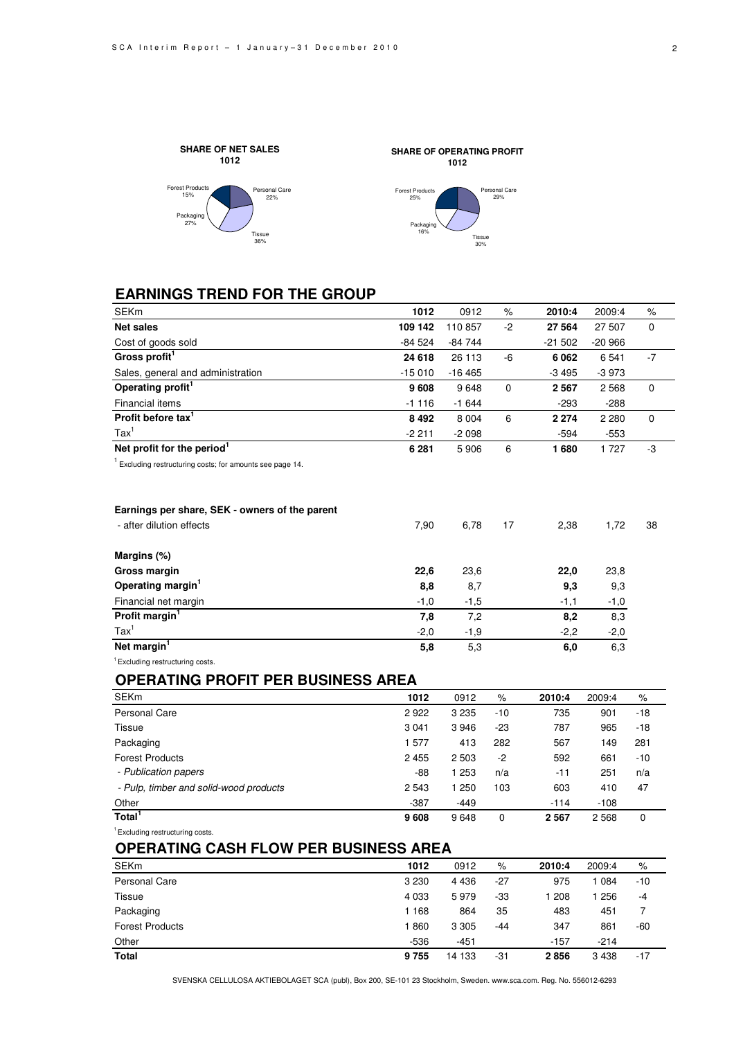**SHARE OF NET SALES 1012**

Forest Products 15%, Personal Care 22%, Packaging 27%, Tissue 36%

**SHARE OF OPERATING PROFIT 1012**

Forest Products 25%, Personal Care 29%, Packaging 16%, Tissue 30%

## EARNINGS TREND FOR THE GROUP

| SEKm | 1012 | 0912 | % | 2010:4 | 2009:4 | % |
|---|---|---|---|---|---|---|
| **Net sales** | **109 142** | 110 857 | -2 | **27 564** | 27 507 | 0 |
| Cost of goods sold | -84 524 | -84 744 | | -21 502 | -20 966 | |
| **Gross profit[1]** | **24 618** | 26 113 | -6 | **6 062** | 6 541 | -7 |
| Sales, general and administration | -15 010 | -16 465 | | -3 495 | -3 973 | |
| **Operating profit[1]** | **9 608** | 9 648 | 0 | **2 567** | 2 568 | 0 |
| Financial items | -1 116 | -1 644 | | -293 | -288 | |
| **Profit before tax[1]** | **8 492** | 8 004 | 6 | **2 274** | 2 280 | 0 |
| Tax[1] | -2 211 | -2 098 | | -594 | -553 | |
| **Net profit for the period[1]** | **6 281** | 5 906 | 6 | **1 680** | 1 727 | -3 |

[1] Excluding restructuring costs; for amounts see page 14.

| | 1012 | 0912 | % | 2010:4 | 2009:4 | % |
|---|---|---|---|---|---|---|
| **Earnings per share, SEK - owners of the parent** | | | | | | |
| - after dilution effects | 7,90 | 6,78 | 17 | 2,38 | 1,72 | 38 |
| | | | | | | |
| **Margins (%)** | | | | | | |
| **Gross margin** | **22,6** | 23,6 | | **22,0** | 23,8 | |
| **Operating margin[1]** | **8,8** | 8,7 | | **9,3** | 9,3 | |
| Financial net margin | -1,0 | -1,5 | | -1,1 | -1,0 | |
| **Profit margin[1]** | **7,8** | 7,2 | | **8,2** | 8,3 | |
| Tax[1] | -2,0 | -1,9 | | -2,2 | -2,0 | |
| **Net margin[1]** | **5,8** | 5,3 | | **6,0** | 6,3 | |

[1] Excluding restructuring costs.

## OPERATING PROFIT PER BUSINESS AREA

| SEKm | 1012 | 0912 | % | 2010:4 | 2009:4 | % |
|---|---|---|---|---|---|---|
| Personal Care | 2 922 | 3 235 | -10 | 735 | 901 | -18 |
| Tissue | 3 041 | 3 946 | -23 | 787 | 965 | -18 |
| Packaging | 1 577 | 413 | 282 | 567 | 149 | 281 |
| Forest Products | 2 455 | 2 503 | -2 | 592 | 661 | -10 |
| *- Publication papers* | -88 | 1 253 | n/a | -11 | 251 | n/a |
| *- Pulp, timber and solid-wood products* | 2 543 | 1 250 | 103 | 603 | 410 | 47 |
| Other | -387 | -449 | | -114 | -108 | |
| **Total[1]** | **9 608** | 9 648 | 0 | **2 567** | 2 568 | 0 |

[1] Excluding restructuring costs.

## OPERATING CASH FLOW PER BUSINESS AREA

| SEKm | 1012 | 0912 | % | 2010:4 | 2009:4 | % |
|---|---|---|---|---|---|---|
| Personal Care | 3 230 | 4 436 | -27 | 975 | 1 084 | -10 |
| Tissue | 4 033 | 5 979 | -33 | 1 208 | 1 256 | -4 |
| Packaging | 1 168 | 864 | 35 | 483 | 451 | 7 |
| Forest Products | 1 860 | 3 305 | -44 | 347 | 861 | -60 |
| Other | -536 | -451 | | -157 | -214 | |
| **Total** | **9 755** | 14 133 | -31 | **2 856** | 3 438 | -17 |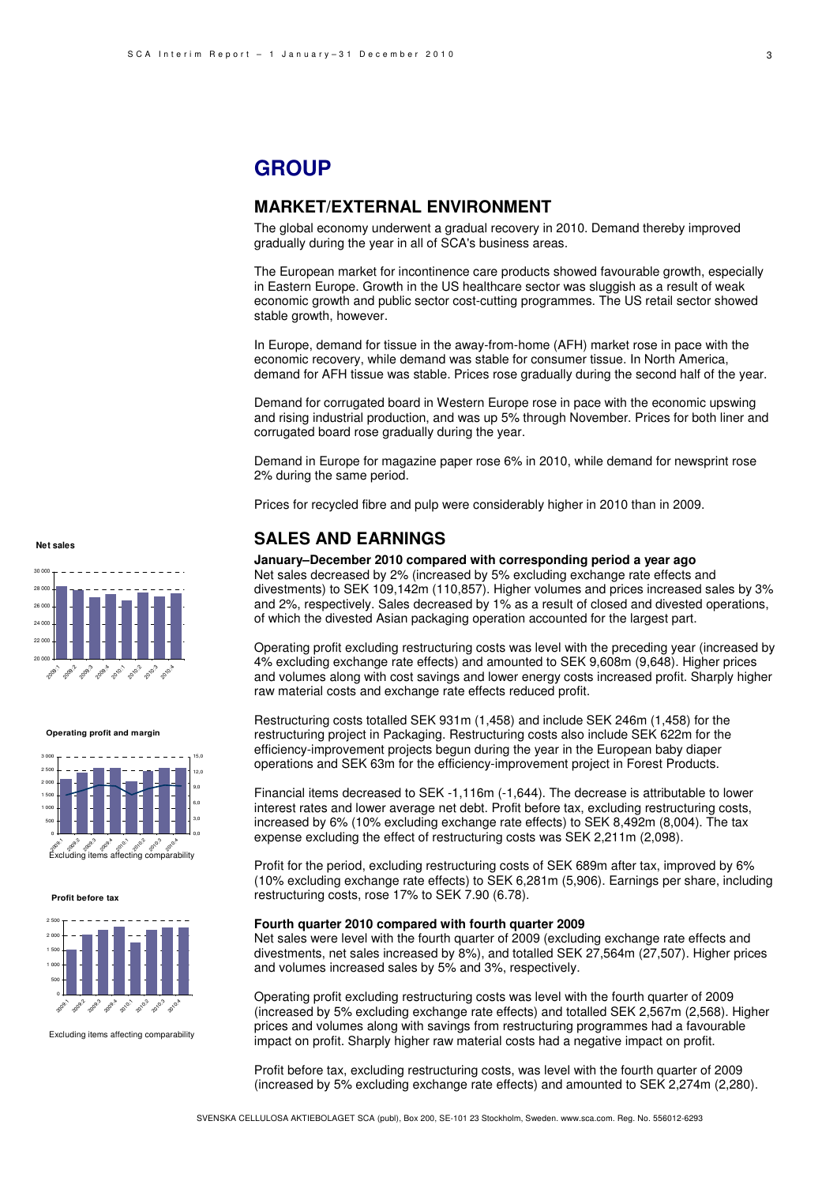# GROUP

## MARKET/EXTERNAL ENVIRONMENT

The global economy underwent a gradual recovery in 2010. Demand thereby improved gradually during the year in all of SCA's business areas.

The European market for incontinence care products showed favourable growth, especially in Eastern Europe. Growth in the US healthcare sector was sluggish as a result of weak economic growth and public sector cost-cutting programmes. The US retail sector showed stable growth, however.

In Europe, demand for tissue in the away-from-home (AFH) market rose in pace with the economic recovery, while demand was stable for consumer tissue. In North America, demand for AFH tissue was stable. Prices rose gradually during the second half of the year.

Demand for corrugated board in Western Europe rose in pace with the economic upswing and rising industrial production, and was up 5% through November. Prices for both liner and corrugated board rose gradually during the year.

Demand in Europe for magazine paper rose 6% in 2010, while demand for newsprint rose 2% during the same period.

Prices for recycled fibre and pulp were considerably higher in 2010 than in 2009.

## SALES AND EARNINGS

**January–December 2010 compared with corresponding period a year ago**

Net sales decreased by 2% (increased by 5% excluding exchange rate effects and divestments) to SEK 109,142m (110,857). Higher volumes and prices increased sales by 3% and 2%, respectively. Sales decreased by 1% as a result of closed and divested operations, of which the divested Asian packaging operation accounted for the largest part.

Operating profit excluding restructuring costs was level with the preceding year (increased by 4% excluding exchange rate effects) and amounted to SEK 9,608m (9,648). Higher prices and volumes along with cost savings and lower energy costs increased profit. Sharply higher raw material costs and exchange rate effects reduced profit.

Restructuring costs totalled SEK 931m (1,458) and include SEK 246m (1,458) for the restructuring project in Packaging. Restructuring costs also include SEK 622m for the efficiency-improvement projects begun during the year in the European baby diaper operations and SEK 63m for the efficiency-improvement project in Forest Products.

Financial items decreased to SEK -1,116m (-1,644). The decrease is attributable to lower interest rates and lower average net debt. Profit before tax, excluding restructuring costs, increased by 6% (10% excluding exchange rate effects) to SEK 8,492m (8,004). The tax expense excluding the effect of restructuring costs was SEK 2,211m (2,098).

Profit for the period, excluding restructuring costs of SEK 689m after tax, improved by 6% (10% excluding exchange rate effects) to SEK 6,281m (5,906). Earnings per share, including restructuring costs, rose 17% to SEK 7.90 (6.78).

**Fourth quarter 2010 compared with fourth quarter 2009**

Net sales were level with the fourth quarter of 2009 (excluding exchange rate effects and divestments, net sales increased by 8%), and totalled SEK 27,564m (27,507). Higher prices and volumes increased sales by 5% and 3%, respectively.

Operating profit excluding restructuring costs was level with the fourth quarter of 2009 (increased by 5% excluding exchange rate effects) and totalled SEK 2,567m (2,568). Higher prices and volumes along with savings from restructuring programmes had a favourable impact on profit. Sharply higher raw material costs had a negative impact on profit.

Profit before tax, excluding restructuring costs, was level with the fourth quarter of 2009 (increased by 5% excluding exchange rate effects) and amounted to SEK 2,274m (2,280).

**Net sales**

**Operating profit and margin**

Excluding items affecting comparability

**Profit before tax**

Excluding items affecting comparability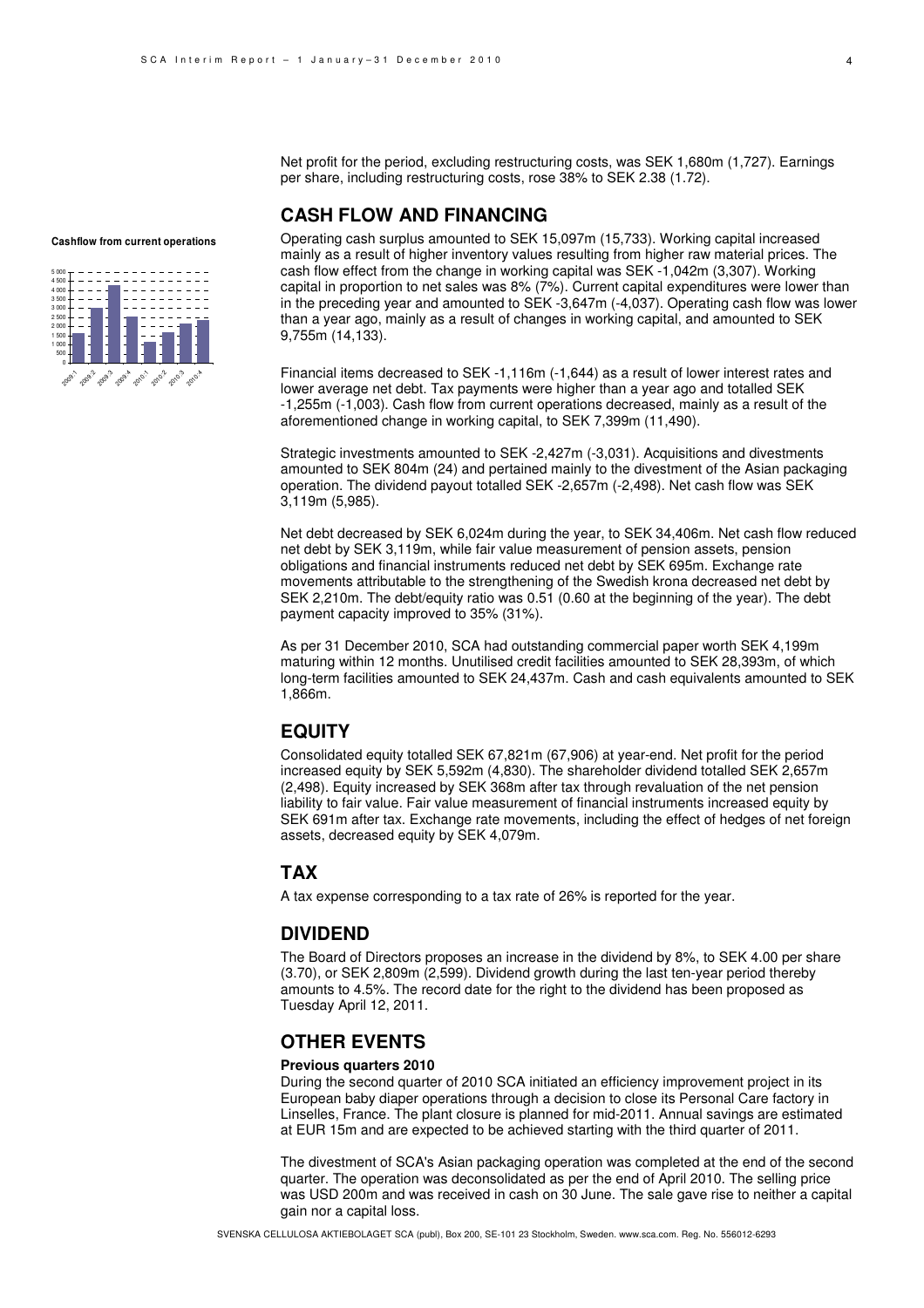Net profit for the period, excluding restructuring costs, was SEK 1,680m (1,727). Earnings per share, including restructuring costs, rose 38% to SEK 2.38 (1.72).

## CASH FLOW AND FINANCING

**Cashflow from current operations**

Operating cash surplus amounted to SEK 15,097m (15,733). Working capital increased mainly as a result of higher inventory values resulting from higher raw material prices. The cash flow effect from the change in working capital was SEK -1,042m (3,307). Working capital in proportion to net sales was 8% (7%). Current capital expenditures were lower than in the preceding year and amounted to SEK -3,647m (-4,037). Operating cash flow was lower than a year ago, mainly as a result of changes in working capital, and amounted to SEK 9,755m (14,133).

Financial items decreased to SEK -1,116m (-1,644) as a result of lower interest rates and lower average net debt. Tax payments were higher than a year ago and totalled SEK -1,255m (-1,003). Cash flow from current operations decreased, mainly as a result of the aforementioned change in working capital, to SEK 7,399m (11,490).

Strategic investments amounted to SEK -2,427m (-3,031). Acquisitions and divestments amounted to SEK 804m (24) and pertained mainly to the divestment of the Asian packaging operation. The dividend payout totalled SEK -2,657m (-2,498). Net cash flow was SEK 3,119m (5,985).

Net debt decreased by SEK 6,024m during the year, to SEK 34,406m. Net cash flow reduced net debt by SEK 3,119m, while fair value measurement of pension assets, pension obligations and financial instruments reduced net debt by SEK 695m. Exchange rate movements attributable to the strengthening of the Swedish krona decreased net debt by SEK 2,210m. The debt/equity ratio was 0.51 (0.60 at the beginning of the year). The debt payment capacity improved to 35% (31%).

As per 31 December 2010, SCA had outstanding commercial paper worth SEK 4,199m maturing within 12 months. Unutilised credit facilities amounted to SEK 28,393m, of which long-term facilities amounted to SEK 24,437m. Cash and cash equivalents amounted to SEK 1,866m.

## EQUITY

Consolidated equity totalled SEK 67,821m (67,906) at year-end. Net profit for the period increased equity by SEK 5,592m (4,830). The shareholder dividend totalled SEK 2,657m (2,498). Equity increased by SEK 368m after tax through revaluation of the net pension liability to fair value. Fair value measurement of financial instruments increased equity by SEK 691m after tax. Exchange rate movements, including the effect of hedges of net foreign assets, decreased equity by SEK 4,079m.

## TAX

A tax expense corresponding to a tax rate of 26% is reported for the year.

## DIVIDEND

The Board of Directors proposes an increase in the dividend by 8%, to SEK 4.00 per share (3.70), or SEK 2,809m (2,599). Dividend growth during the last ten-year period thereby amounts to 4.5%. The record date for the right to the dividend has been proposed as Tuesday April 12, 2011.

## OTHER EVENTS

**Previous quarters 2010**

During the second quarter of 2010 SCA initiated an efficiency improvement project in its European baby diaper operations through a decision to close its Personal Care factory in Linselles, France. The plant closure is planned for mid-2011. Annual savings are estimated at EUR 15m and are expected to be achieved starting with the third quarter of 2011.

The divestment of SCA's Asian packaging operation was completed at the end of the second quarter. The operation was deconsolidated as per the end of April 2010. The selling price was USD 200m and was received in cash on 30 June. The sale gave rise to neither a capital gain nor a capital loss.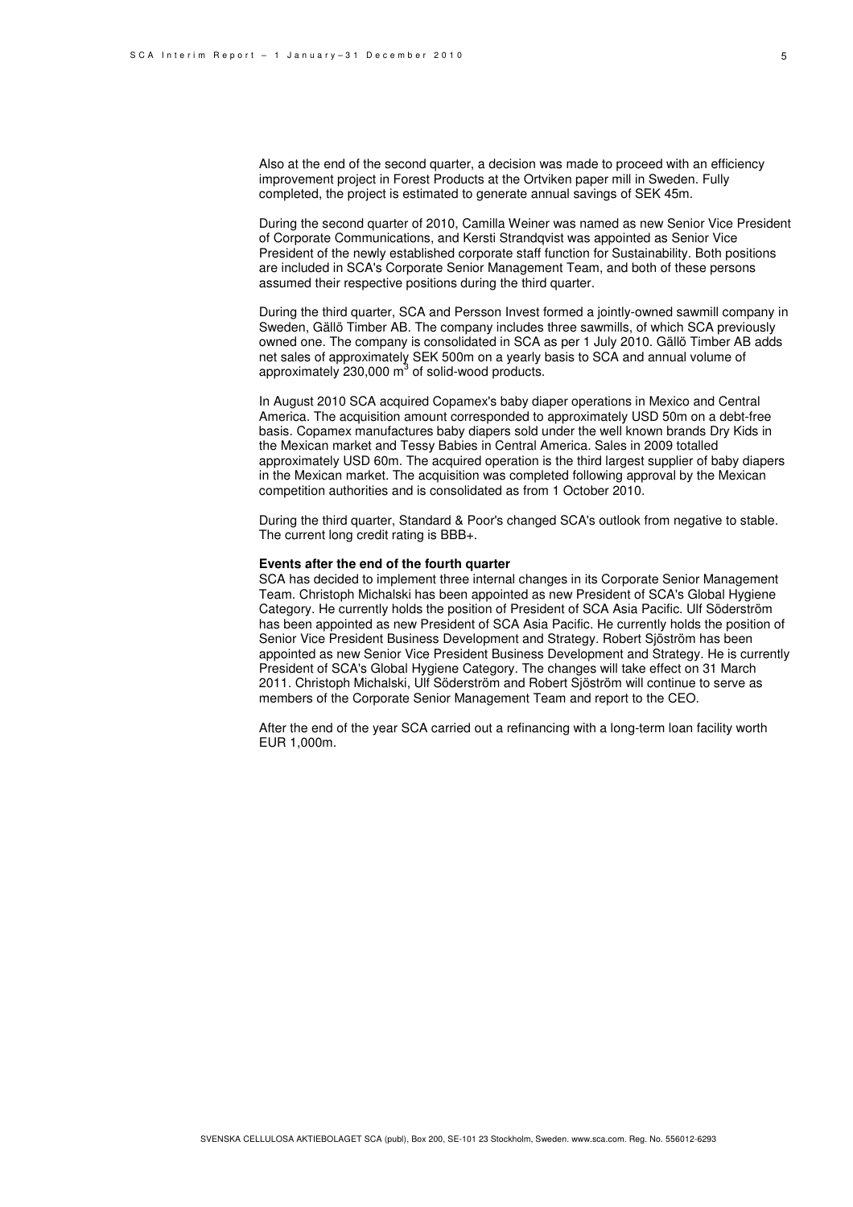Also at the end of the second quarter, a decision was made to proceed with an efficiency improvement project in Forest Products at the Ortviken paper mill in Sweden. Fully completed, the project is estimated to generate annual savings of SEK 45m.

During the second quarter of 2010, Camilla Weiner was named as new Senior Vice President of Corporate Communications, and Kersti Strandqvist was appointed as Senior Vice President of the newly established corporate staff function for Sustainability. Both positions are included in SCA's Corporate Senior Management Team, and both of these persons assumed their respective positions during the third quarter.

During the third quarter, SCA and Persson Invest formed a jointly-owned sawmill company in Sweden, Gällö Timber AB. The company includes three sawmills, of which SCA previously owned one. The company is consolidated in SCA as per 1 July 2010. Gällö Timber AB adds net sales of approximately SEK 500m on a yearly basis to SCA and annual volume of approximately 230,000 $m^3$ of solid-wood products.

In August 2010 SCA acquired Copamex's baby diaper operations in Mexico and Central America. The acquisition amount corresponded to approximately USD 50m on a debt-free basis. Copamex manufactures baby diapers sold under the well known brands Dry Kids in the Mexican market and Tessy Babies in Central America. Sales in 2009 totalled approximately USD 60m. The acquired operation is the third largest supplier of baby diapers in the Mexican market. The acquisition was completed following approval by the Mexican competition authorities and is consolidated as from 1 October 2010.

During the third quarter, Standard & Poor's changed SCA's outlook from negative to stable. The current long credit rating is BBB+.

**Events after the end of the fourth quarter**

SCA has decided to implement three internal changes in its Corporate Senior Management Team. Christoph Michalski has been appointed as new President of SCA's Global Hygiene Category. He currently holds the position of President of SCA Asia Pacific. Ulf Söderström has been appointed as new President of SCA Asia Pacific. He currently holds the position of Senior Vice President Business Development and Strategy. Robert Sjöström has been appointed as new Senior Vice President Business Development and Strategy. He is currently President of SCA's Global Hygiene Category. The changes will take effect on 31 March 2011. Christoph Michalski, Ulf Söderström and Robert Sjöström will continue to serve as members of the Corporate Senior Management Team and report to the CEO.

After the end of the year SCA carried out a refinancing with a long-term loan facility worth EUR 1,000m.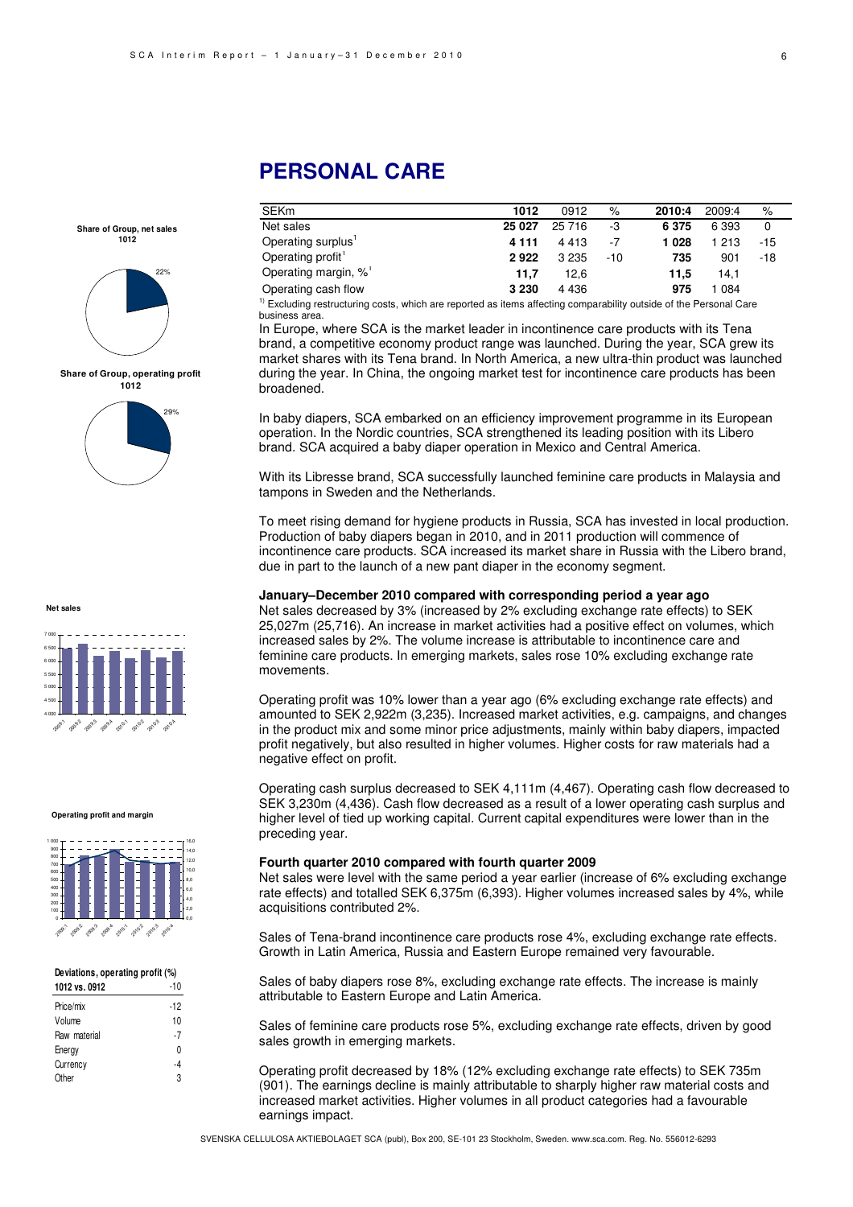# PERSONAL CARE

| SEKm | 1012 | 0912 | % | 2010:4 | 2009:4 | % |
|---|---|---|---|---|---|---|
| Net sales | **25 027** | 25 716 | -3 | **6 375** | 6 393 | 0 |
| Operating surplus[1] | **4 111** | 4 413 | -7 | **1 028** | 1 213 | -15 |
| Operating profit[1] | **2 922** | 3 235 | -10 | **735** | 901 | -18 |
| Operating margin, %[1] | **11,7** | 12,6 | | **11,5** | 14,1 | |
| Operating cash flow | **3 230** | 4 436 | | **975** | 1 084 | |

[1] Excluding restructuring costs, which are reported as items affecting comparability outside of the Personal Care business area.

**Share of Group, net sales 1012**

22%

**Share of Group, operating profit 1012**

29%

In Europe, where SCA is the market leader in incontinence care products with its Tena brand, a competitive economy product range was launched. During the year, SCA grew its market shares with its Tena brand. In North America, a new ultra-thin product was launched during the year. In China, the ongoing market test for incontinence care products has been broadened.

In baby diapers, SCA embarked on an efficiency improvement programme in its European operation. In the Nordic countries, SCA strengthened its leading position with its Libero brand. SCA acquired a baby diaper operation in Mexico and Central America.

With its Libresse brand, SCA successfully launched feminine care products in Malaysia and tampons in Sweden and the Netherlands.

To meet rising demand for hygiene products in Russia, SCA has invested in local production. Production of baby diapers began in 2010, and in 2011 production will commence of incontinence care products. SCA increased its market share in Russia with the Libero brand, due in part to the launch of a new pant diaper in the economy segment.

**Net sales**

**Operating profit and margin**

### January–December 2010 compared with corresponding period a year ago

Net sales decreased by 3% (increased by 2% excluding exchange rate effects) to SEK 25,027m (25,716). An increase in market activities had a positive effect on volumes, which increased sales by 2%. The volume increase is attributable to incontinence care and feminine care products. In emerging markets, sales rose 10% excluding exchange rate movements.

Operating profit was 10% lower than a year ago (6% excluding exchange rate effects) and amounted to SEK 2,922m (3,235). Increased market activities, e.g. campaigns, and changes in the product mix and some minor price adjustments, mainly within baby diapers, impacted profit negatively, but also resulted in higher volumes. Higher costs for raw materials had a negative effect on profit.

Operating cash surplus decreased to SEK 4,111m (4,467). Operating cash flow decreased to SEK 3,230m (4,436). Cash flow decreased as a result of a lower operating cash surplus and higher level of tied up working capital. Current capital expenditures were lower than in the preceding year.

### Fourth quarter 2010 compared with fourth quarter 2009

Net sales were level with the same period a year earlier (increase of 6% excluding exchange rate effects) and totalled SEK 6,375m (6,393). Higher volumes increased sales by 4%, while acquisitions contributed 2%.

Sales of Tena-brand incontinence care products rose 4%, excluding exchange rate effects. Growth in Latin America, Russia and Eastern Europe remained very favourable.

Sales of baby diapers rose 8%, excluding exchange rate effects. The increase is mainly attributable to Eastern Europe and Latin America.

Sales of feminine care products rose 5%, excluding exchange rate effects, driven by good sales growth in emerging markets.

Operating profit decreased by 18% (12% excluding exchange rate effects) to SEK 735m (901). The earnings decline is mainly attributable to sharply higher raw material costs and increased market activities. Higher volumes in all product categories had a favourable earnings impact.

**Deviations, operating profit (%)**

| 1012 vs. 0912 | -10 |
|---|---|
| Price/mix | -12 |
| Volume | 10 |
| Raw material | -7 |
| Energy | 0 |
| Currency | -4 |
| Other | 3 |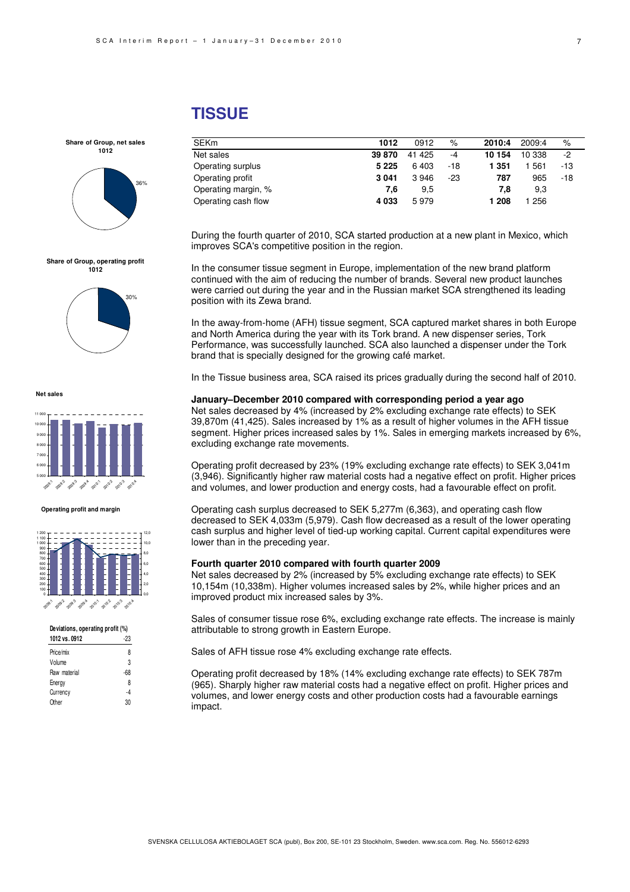# TISSUE

| SEKm | 1012 | 0912 | % | 2010:4 | 2009:4 | % |
|---|---|---|---|---|---|---|
| Net sales | **39 870** | 41 425 | -4 | **10 154** | 10 338 | -2 |
| Operating surplus | **5 225** | 6 403 | -18 | **1 351** | 1 561 | -13 |
| Operating profit | **3 041** | 3 946 | -23 | **787** | 965 | -18 |
| Operating margin, % | **7,6** | 9,5 | | **7,8** | 9,3 | |
| Operating cash flow | **4 033** | 5 979 | | **1 208** | 1 256 | |

**Share of Group, net sales 1012**

36%

**Share of Group, operating profit 1012**

30%

**Net sales**

**Operating profit and margin**

**Deviations, operating profit (%)**

| 1012 vs. 0912 | -23 |
|---|---|
| Price/mix | 8 |
| Volume | 3 |
| Raw material | -68 |
| Energy | 8 |
| Currency | -4 |
| Other | 30 |

During the fourth quarter of 2010, SCA started production at a new plant in Mexico, which improves SCA's competitive position in the region.

In the consumer tissue segment in Europe, implementation of the new brand platform continued with the aim of reducing the number of brands. Several new product launches were carried out during the year and in the Russian market SCA strengthened its leading position with its Zewa brand.

In the away-from-home (AFH) tissue segment, SCA captured market shares in both Europe and North America during the year with its Tork brand. A new dispenser series, Tork Performance, was successfully launched. SCA also launched a dispenser under the Tork brand that is specially designed for the growing café market.

In the Tissue business area, SCA raised its prices gradually during the second half of 2010.

**January–December 2010 compared with corresponding period a year ago**

Net sales decreased by 4% (increased by 2% excluding exchange rate effects) to SEK 39,870m (41,425). Sales increased by 1% as a result of higher volumes in the AFH tissue segment. Higher prices increased sales by 1%. Sales in emerging markets increased by 6%, excluding exchange rate movements.

Operating profit decreased by 23% (19% excluding exchange rate effects) to SEK 3,041m (3,946). Significantly higher raw material costs had a negative effect on profit. Higher prices and volumes, and lower production and energy costs, had a favourable effect on profit.

Operating cash surplus decreased to SEK 5,277m (6,363), and operating cash flow decreased to SEK 4,033m (5,979). Cash flow decreased as a result of the lower operating cash surplus and higher level of tied-up working capital. Current capital expenditures were lower than in the preceding year.

**Fourth quarter 2010 compared with fourth quarter 2009**

Net sales decreased by 2% (increased by 5% excluding exchange rate effects) to SEK 10,154m (10,338m). Higher volumes increased sales by 2%, while higher prices and an improved product mix increased sales by 3%.

Sales of consumer tissue rose 6%, excluding exchange rate effects. The increase is mainly attributable to strong growth in Eastern Europe.

Sales of AFH tissue rose 4% excluding exchange rate effects.

Operating profit decreased by 18% (14% excluding exchange rate effects) to SEK 787m (965). Sharply higher raw material costs had a negative effect on profit. Higher prices and volumes, and lower energy costs and other production costs had a favourable earnings impact.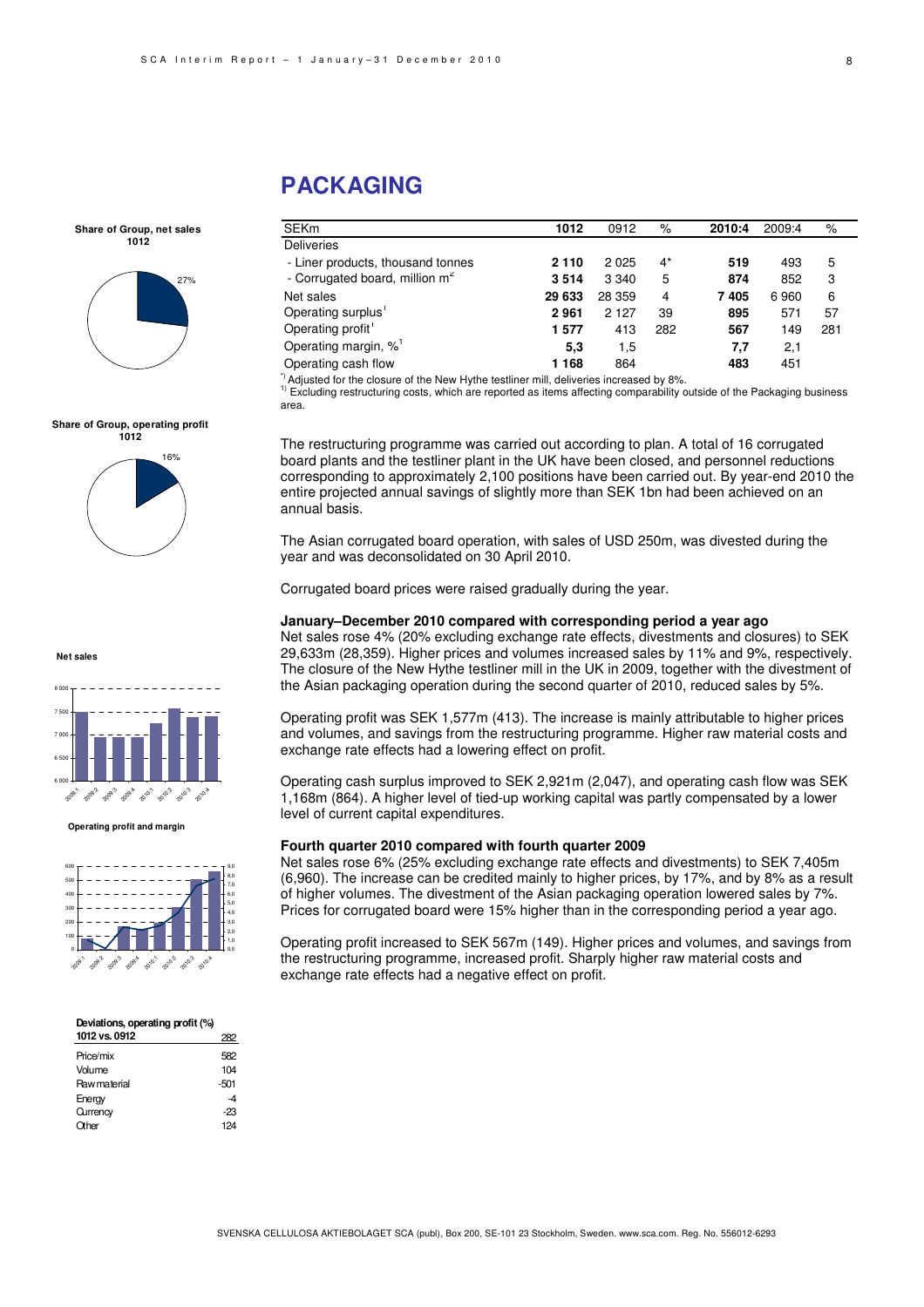# PACKAGING

| SEKm | 1012 | 0912 | % | 2010:4 | 2009:4 | % |
|---|---|---|---|---|---|---|
| Deliveries | | | | | | |
| - Liner products, thousand tonnes | **2 110** | 2 025 | 4* | **519** | 493 | 5 |
| - Corrugated board, million m² | **3 514** | 3 340 | 5 | **874** | 852 | 3 |
| Net sales | **29 633** | 28 359 | 4 | **7 405** | 6 960 | 6 |
| Operating surplus[1] | **2 961** | 2 127 | 39 | **895** | 571 | 57 |
| Operating profit[1] | **1 577** | 413 | 282 | **567** | 149 | 281 |
| Operating margin, %[1] | **5,3** | 1,5 | | **7,7** | 2,1 | |
| Operating cash flow | **1 168** | 864 | | **483** | 451 | |

*) Adjusted for the closure of the New Hythe testliner mill, deliveries increased by 8%.
[1] Excluding restructuring costs, which are reported as items affecting comparability outside of the Packaging business area.

**Share of Group, net sales 1012**

27%

**Share of Group, operating profit 1012**

16%

The restructuring programme was carried out according to plan. A total of 16 corrugated board plants and the testliner plant in the UK have been closed, and personnel reductions corresponding to approximately 2,100 positions have been carried out. By year-end 2010 the entire projected annual savings of slightly more than SEK 1bn had been achieved on an annual basis.

The Asian corrugated board operation, with sales of USD 250m, was divested during the year and was deconsolidated on 30 April 2010.

Corrugated board prices were raised gradually during the year.

**January–December 2010 compared with corresponding period a year ago**

Net sales rose 4% (20% excluding exchange rate effects, divestments and closures) to SEK 29,633m (28,359). Higher prices and volumes increased sales by 11% and 9%, respectively. The closure of the New Hythe testliner mill in the UK in 2009, together with the divestment of the Asian packaging operation during the second quarter of 2010, reduced sales by 5%.

Operating profit was SEK 1,577m (413). The increase is mainly attributable to higher prices and volumes, and savings from the restructuring programme. Higher raw material costs and exchange rate effects had a lowering effect on profit.

Operating cash surplus improved to SEK 2,921m (2,047), and operating cash flow was SEK 1,168m (864). A higher level of tied-up working capital was partly compensated by a lower level of current capital expenditures.

**Fourth quarter 2010 compared with fourth quarter 2009**

Net sales rose 6% (25% excluding exchange rate effects and divestments) to SEK 7,405m (6,960). The increase can be credited mainly to higher prices, by 17%, and by 8% as a result of higher volumes. The divestment of the Asian packaging operation lowered sales by 7%. Prices for corrugated board were 15% higher than in the corresponding period a year ago.

Operating profit increased to SEK 567m (149). Higher prices and volumes, and savings from the restructuring programme, increased profit. Sharply higher raw material costs and exchange rate effects had a negative effect on profit.

**Net sales**

**Operating profit and margin**

| Deviations, operating profit (%) 1012 vs. 0912 | 282 |
|---|---|
| Price/mix | 582 |
| Volume | 104 |
| Raw material | -501 |
| Energy | -4 |
| Currency | -23 |
| Other | 124 |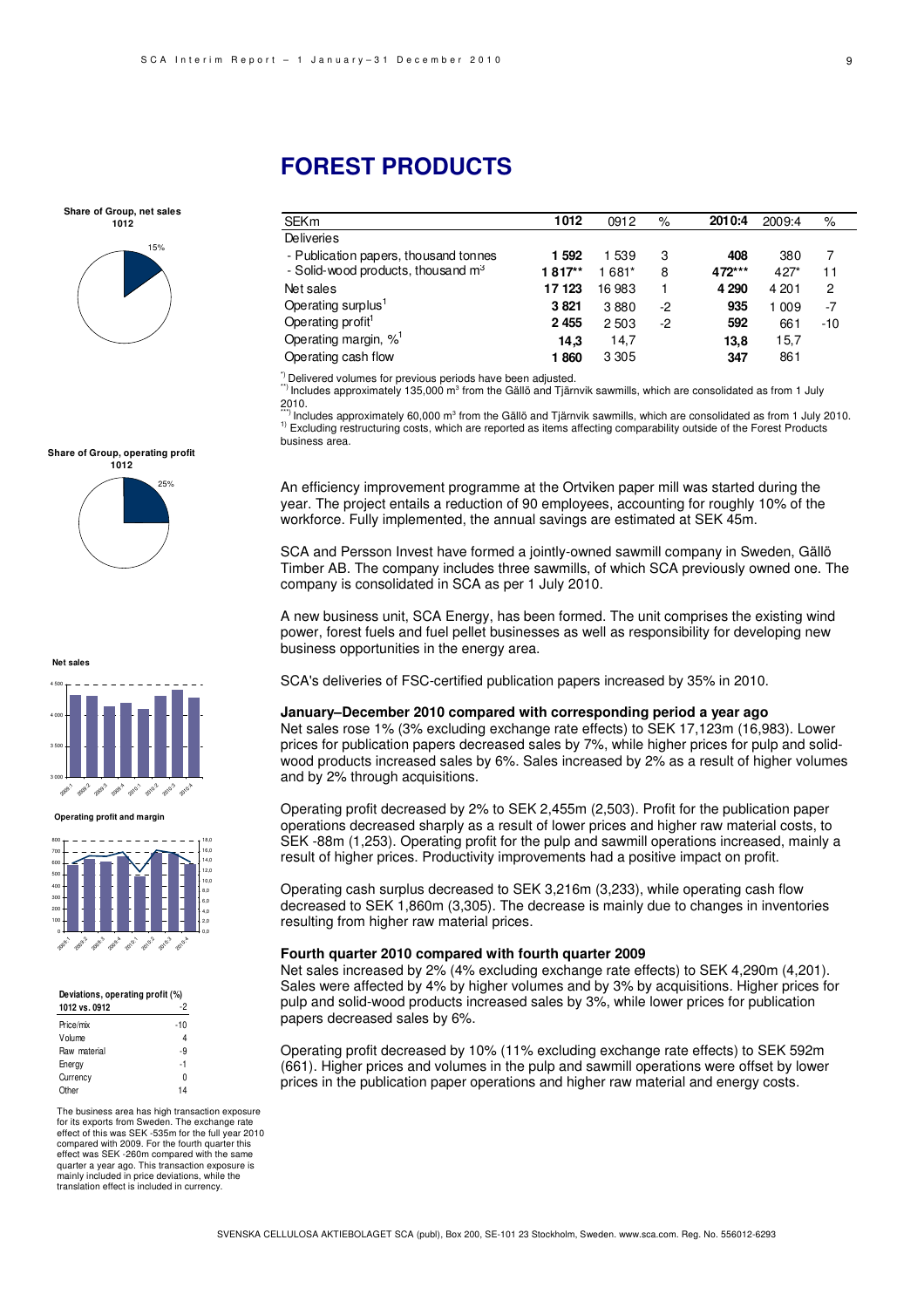# FOREST PRODUCTS

| SEKm | 1012 | 0912 | % | 2010:4 | 2009:4 | % |
|---|---|---|---|---|---|---|
| Deliveries | | | | | | |
| - Publication papers, thousand tonnes | **1 592** | 1 539 | 3 | **408** | 380 | 7 |
| - Solid-wood products, thousand m³ | **1 817**** | 1 681* | 8 | **472***** | 427* | 11 |
| Net sales | **17 123** | 16 983 | 1 | **4 290** | 4 201 | 2 |
| Operating surplus[1] | **3 821** | 3 880 | -2 | **935** | 1 009 | -7 |
| Operating profit[1] | **2 455** | 2 503 | -2 | **592** | 661 | -10 |
| Operating margin, %[1] | **14,3** | 14,7 | | **13,8** | 15,7 | |
| Operating cash flow | **1 860** | 3 305 | | **347** | 861 | |

*) Delivered volumes for previous periods have been adjusted.
**) Includes approximately 135,000 m³ from the Gällö and Tjärnvik sawmills, which are consolidated as from 1 July 2010.
***) Includes approximately 60,000 m³ from the Gällö and Tjärnvik sawmills, which are consolidated as from 1 July 2010.
1) Excluding restructuring costs, which are reported as items affecting comparability outside of the Forest Products business area.

**Share of Group, net sales 1012**: 15%

**Share of Group, operating profit 1012**: 25%

**Net sales**

**Operating profit and margin**

| Deviations, operating profit (%) 1012 vs. 0912 | -2 |
|---|---|
| Price/mix | -10 |
| Volume | 4 |
| Raw material | -9 |
| Energy | -1 |
| Currency | 0 |
| Other | 14 |

The business area has high transaction exposure for its exports from Sweden. The exchange rate effect of this was SEK -535m for the full year 2010 compared with 2009. For the fourth quarter this effect was SEK -260m compared with the same quarter a year ago. This transaction exposure is mainly included in price deviations, while the translation effect is included in currency.

An efficiency improvement programme at the Ortviken paper mill was started during the year. The project entails a reduction of 90 employees, accounting for roughly 10% of the workforce. Fully implemented, the annual savings are estimated at SEK 45m.

SCA and Persson Invest have formed a jointly-owned sawmill company in Sweden, Gällö Timber AB. The company includes three sawmills, of which SCA previously owned one. The company is consolidated in SCA as per 1 July 2010.

A new business unit, SCA Energy, has been formed. The unit comprises the existing wind power, forest fuels and fuel pellet businesses as well as responsibility for developing new business opportunities in the energy area.

SCA's deliveries of FSC-certified publication papers increased by 35% in 2010.

**January–December 2010 compared with corresponding period a year ago**

Net sales rose 1% (3% excluding exchange rate effects) to SEK 17,123m (16,983). Lower prices for publication papers decreased sales by 7%, while higher prices for pulp and solid-wood products increased sales by 6%. Sales increased by 2% as a result of higher volumes and by 2% through acquisitions.

Operating profit decreased by 2% to SEK 2,455m (2,503). Profit for the publication paper operations decreased sharply as a result of lower prices and higher raw material costs, to SEK -88m (1,253). Operating profit for the pulp and sawmill operations increased, mainly a result of higher prices. Productivity improvements had a positive impact on profit.

Operating cash surplus decreased to SEK 3,216m (3,233), while operating cash flow decreased to SEK 1,860m (3,305). The decrease is mainly due to changes in inventories resulting from higher raw material prices.

**Fourth quarter 2010 compared with fourth quarter 2009**

Net sales increased by 2% (4% excluding exchange rate effects) to SEK 4,290m (4,201). Sales were affected by 4% by higher volumes and by 3% by acquisitions. Higher prices for pulp and solid-wood products increased sales by 3%, while lower prices for publication papers decreased sales by 6%.

Operating profit decreased by 10% (11% excluding exchange rate effects) to SEK 592m (661). Higher prices and volumes in the pulp and sawmill operations were offset by lower prices in the publication paper operations and higher raw material and energy costs.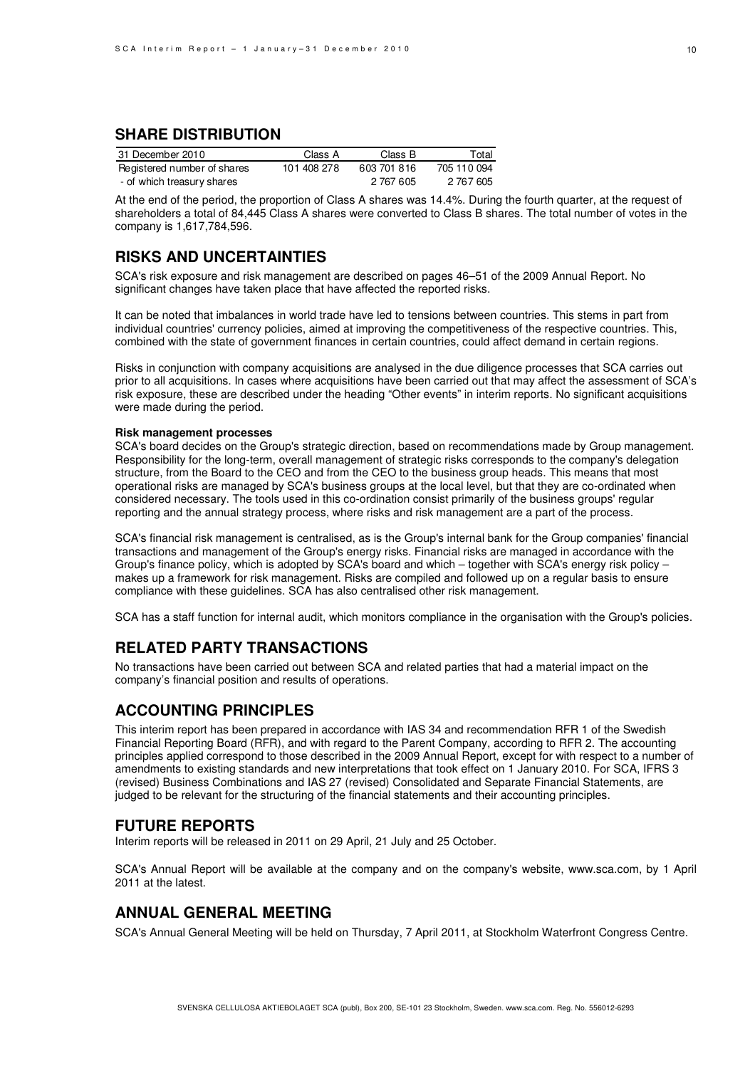## SHARE DISTRIBUTION

| 31 December 2010 | Class A | Class B | Total |
|---|---|---|---|
| Registered number of shares | 101 408 278 | 603 701 816 | 705 110 094 |
| - of which treasury shares | | 2 767 605 | 2 767 605 |

At the end of the period, the proportion of Class A shares was 14.4%. During the fourth quarter, at the request of shareholders a total of 84,445 Class A shares were converted to Class B shares. The total number of votes in the company is 1,617,784,596.

## RISKS AND UNCERTAINTIES

SCA's risk exposure and risk management are described on pages 46–51 of the 2009 Annual Report. No significant changes have taken place that have affected the reported risks.

It can be noted that imbalances in world trade have led to tensions between countries. This stems in part from individual countries' currency policies, aimed at improving the competitiveness of the respective countries. This, combined with the state of government finances in certain countries, could affect demand in certain regions.

Risks in conjunction with company acquisitions are analysed in the due diligence processes that SCA carries out prior to all acquisitions. In cases where acquisitions have been carried out that may affect the assessment of SCA's risk exposure, these are described under the heading "Other events" in interim reports. No significant acquisitions were made during the period.

**Risk management processes**

SCA's board decides on the Group's strategic direction, based on recommendations made by Group management. Responsibility for the long-term, overall management of strategic risks corresponds to the company's delegation structure, from the Board to the CEO and from the CEO to the business group heads. This means that most operational risks are managed by SCA's business groups at the local level, but that they are co-ordinated when considered necessary. The tools used in this co-ordination consist primarily of the business groups' regular reporting and the annual strategy process, where risks and risk management are a part of the process.

SCA's financial risk management is centralised, as is the Group's internal bank for the Group companies' financial transactions and management of the Group's energy risks. Financial risks are managed in accordance with the Group's finance policy, which is adopted by SCA's board and which – together with SCA's energy risk policy – makes up a framework for risk management. Risks are compiled and followed up on a regular basis to ensure compliance with these guidelines. SCA has also centralised other risk management.

SCA has a staff function for internal audit, which monitors compliance in the organisation with the Group's policies.

## RELATED PARTY TRANSACTIONS

No transactions have been carried out between SCA and related parties that had a material impact on the company's financial position and results of operations.

## ACCOUNTING PRINCIPLES

This interim report has been prepared in accordance with IAS 34 and recommendation RFR 1 of the Swedish Financial Reporting Board (RFR), and with regard to the Parent Company, according to RFR 2. The accounting principles applied correspond to those described in the 2009 Annual Report, except for with respect to a number of amendments to existing standards and new interpretations that took effect on 1 January 2010. For SCA, IFRS 3 (revised) Business Combinations and IAS 27 (revised) Consolidated and Separate Financial Statements, are judged to be relevant for the structuring of the financial statements and their accounting principles.

## FUTURE REPORTS

Interim reports will be released in 2011 on 29 April, 21 July and 25 October.

SCA's Annual Report will be available at the company and on the company's website, www.sca.com, by 1 April 2011 at the latest.

## ANNUAL GENERAL MEETING

SCA's Annual General Meeting will be held on Thursday, 7 April 2011, at Stockholm Waterfront Congress Centre.

SVENSKA CELLULOSA AKTIEBOLAGET SCA (publ), Box 200, SE-101 23 Stockholm, Sweden. www.sca.com. Reg. No. 556012-6293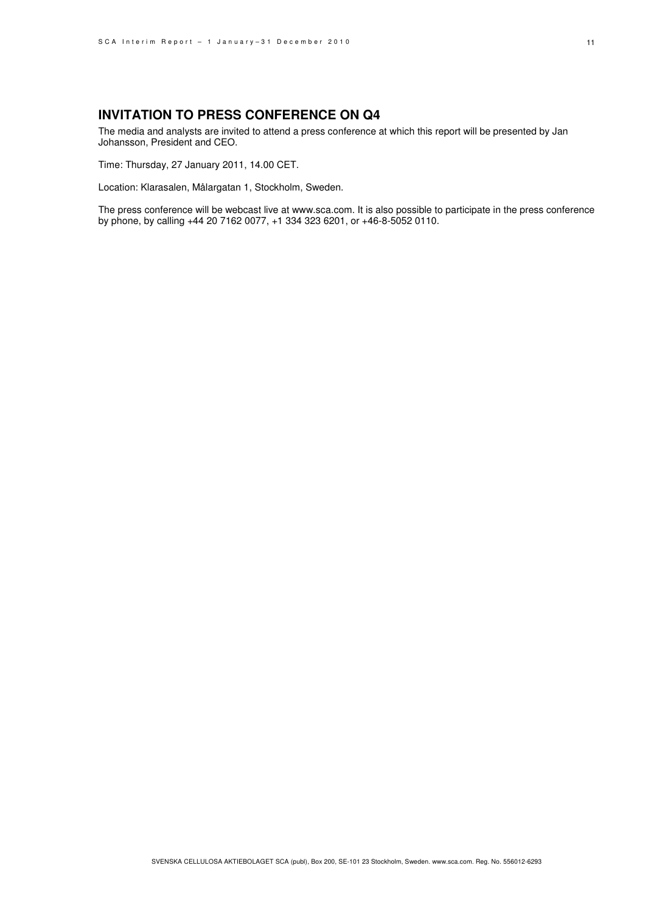## INVITATION TO PRESS CONFERENCE ON Q4

The media and analysts are invited to attend a press conference at which this report will be presented by Jan Johansson, President and CEO.

Time: Thursday, 27 January 2011, 14.00 CET.

Location: Klarasalen, Målargatan 1, Stockholm, Sweden.

The press conference will be webcast live at www.sca.com. It is also possible to participate in the press conference by phone, by calling +44 20 7162 0077, +1 334 323 6201, or +46-8-5052 0110.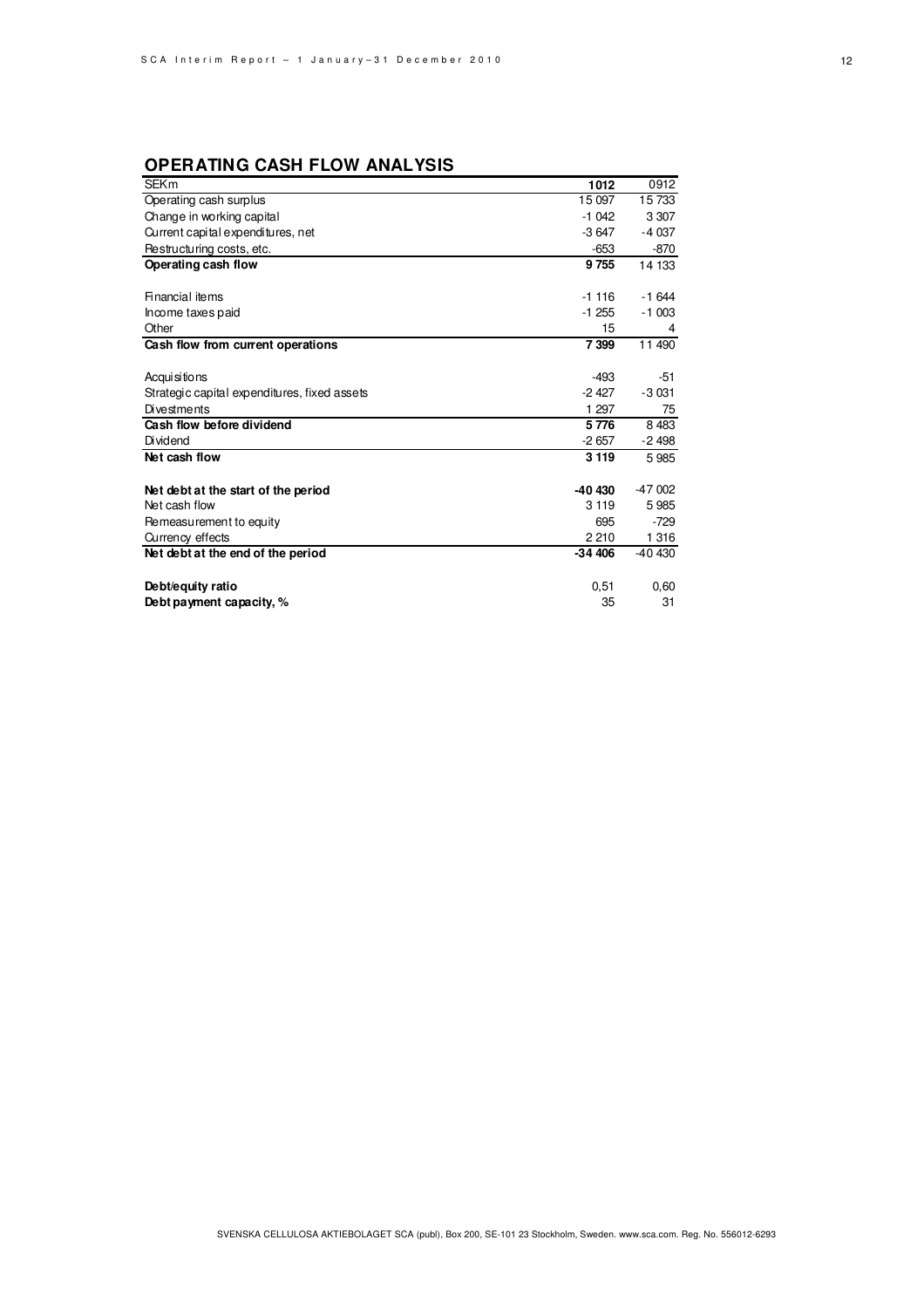## OPERATING CASH FLOW ANALYSIS

| SEKm | 1012 | 0912 |
|---|---|---|
| Operating cash surplus | 15 097 | 15 733 |
| Change in working capital | -1 042 | 3 307 |
| Current capital expenditures, net | -3 647 | -4 037 |
| Restructuring costs, etc. | -653 | -870 |
| **Operating cash flow** | **9 755** | 14 133 |
| | | |
| Financial items | -1 116 | -1 644 |
| Income taxes paid | -1 255 | -1 003 |
| Other | 15 | 4 |
| **Cash flow from current operations** | **7 399** | 11 490 |
| | | |
| Acquisitions | -493 | -51 |
| Strategic capital expenditures, fixed assets | -2 427 | -3 031 |
| Divestments | 1 297 | 75 |
| **Cash flow before dividend** | **5 776** | 8 483 |
| Dividend | -2 657 | -2 498 |
| **Net cash flow** | **3 119** | 5 985 |
| | | |
| **Net debt at the start of the period** | **-40 430** | -47 002 |
| Net cash flow | 3 119 | 5 985 |
| Remeasurement to equity | 695 | -729 |
| Currency effects | 2 210 | 1 316 |
| **Net debt at the end of the period** | **-34 406** | -40 430 |
| | | |
| **Debt/equity ratio** | 0,51 | 0,60 |
| **Debt payment capacity, %** | 35 | 31 |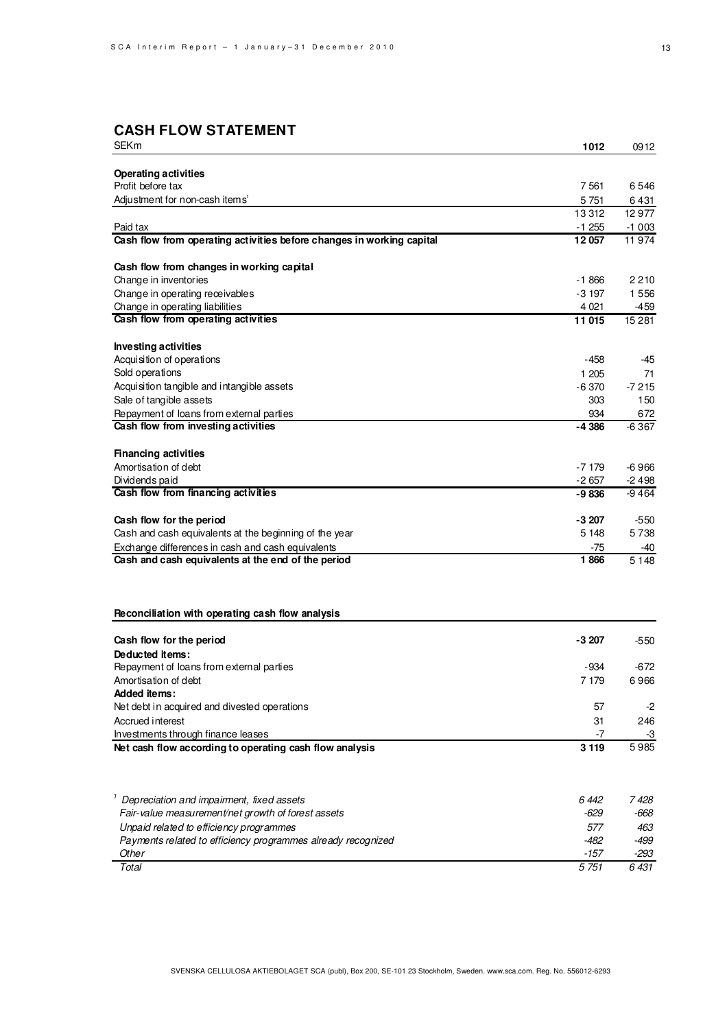## CASH FLOW STATEMENT

| SEKm | 1012 | 0912 |
|---|---|---|
| **Operating activities** | | |
| Profit before tax | 7 561 | 6 546 |
| Adjustment for non-cash items[1] | 5 751 | 6 431 |
| | 13 312 | 12 977 |
| Paid tax | -1 255 | -1 003 |
| **Cash flow from operating activities before changes in working capital** | **12 057** | 11 974 |
| | | |
| **Cash flow from changes in working capital** | | |
| Change in inventories | -1 866 | 2 210 |
| Change in operating receivables | -3 197 | 1 556 |
| Change in operating liabilities | 4 021 | -459 |
| **Cash flow from operating activities** | **11 015** | 15 281 |
| | | |
| **Investing activities** | | |
| Acquisition of operations | -458 | -45 |
| Sold operations | 1 205 | 71 |
| Acquisition tangible and intangible assets | -6 370 | -7 215 |
| Sale of tangible assets | 303 | 150 |
| Repayment of loans from external parties | 934 | 672 |
| **Cash flow from investing activities** | **-4 386** | -6 367 |
| | | |
| **Financing activities** | | |
| Amortisation of debt | -7 179 | -6 966 |
| Dividends paid | -2 657 | -2 498 |
| **Cash flow from financing activities** | **-9 836** | -9 464 |
| | | |
| **Cash flow for the period** | **-3 207** | -550 |
| Cash and cash equivalents at the beginning of the year | 5 148 | 5 738 |
| Exchange differences in cash and cash equivalents | -75 | -40 |
| **Cash and cash equivalents at the end of the period** | **1 866** | 5 148 |

**Reconciliation with operating cash flow analysis**

| | | |
|---|---|---|
| **Cash flow for the period** | **-3 207** | -550 |
| **Deducted items:** | | |
| Repayment of loans from external parties | -934 | -672 |
| Amortisation of debt | 7 179 | 6 966 |
| **Added items:** | | |
| Net debt in acquired and divested operations | 57 | -2 |
| Accrued interest | 31 | 246 |
| Investments through finance leases | -7 | -3 |
| **Net cash flow according to operating cash flow analysis** | **3 119** | 5 985 |

| | | |
|---|---|---|
| *[1] Depreciation and impairment, fixed assets* | *6 442* | *7 428* |
| *Fair-value measurement/net growth of forest assets* | *-629* | *-668* |
| *Unpaid related to efficiency programmes* | *577* | *463* |
| *Payments related to efficiency programmes already recognized* | *-482* | *-499* |
| *Other* | *-157* | *-293* |
| *Total* | *5 751* | *6 431* |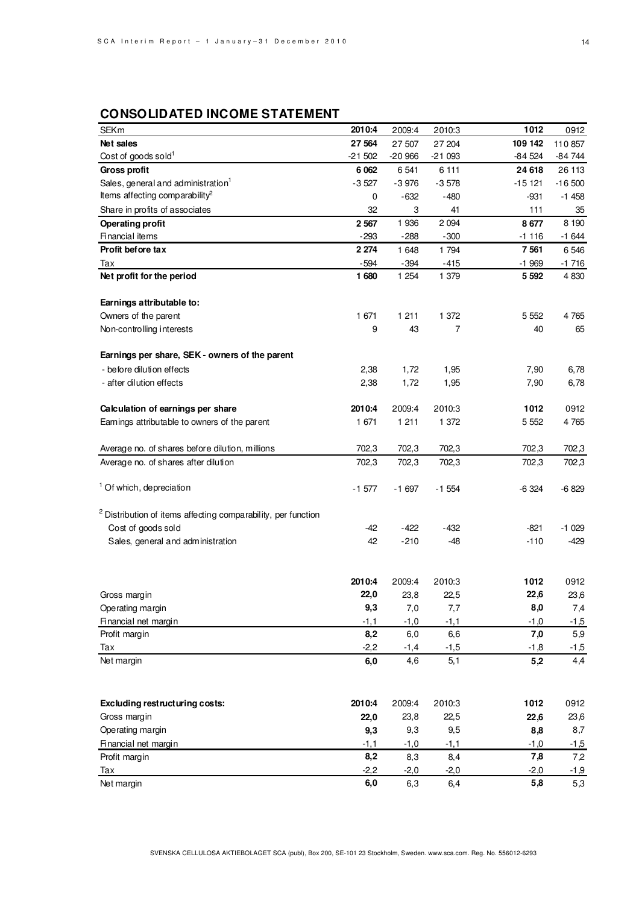## CONSOLIDATED INCOME STATEMENT

| SEKm | 2010:4 | 2009:4 | 2010:3 | 1012 | 0912 |
|---|---|---|---|---|---|
| **Net sales** | **27 564** | 27 507 | 27 204 | **109 142** | 110 857 |
| Cost of goods sold[1] | -21 502 | -20 966 | -21 093 | -84 524 | -84 744 |
| **Gross profit** | **6 062** | 6 541 | 6 111 | **24 618** | 26 113 |
| Sales, general and administration[1] | -3 527 | -3 976 | -3 578 | -15 121 | -16 500 |
| Items affecting comparability[2] | 0 | -632 | -480 | -931 | -1 458 |
| Share in profits of associates | 32 | 3 | 41 | 111 | 35 |
| **Operating profit** | **2 567** | 1 936 | 2 094 | **8 677** | 8 190 |
| Financial items | -293 | -288 | -300 | -1 116 | -1 644 |
| **Profit before tax** | **2 274** | 1 648 | 1 794 | **7 561** | 6 546 |
| Tax | -594 | -394 | -415 | -1 969 | -1 716 |
| **Net profit for the period** | **1 680** | 1 254 | 1 379 | **5 592** | 4 830 |
| | | | | | |
| **Earnings attributable to:** | | | | | |
| Owners of the parent | 1 671 | 1 211 | 1 372 | 5 552 | 4 765 |
| Non-controlling interests | 9 | 43 | 7 | 40 | 65 |
| | | | | | |
| **Earnings per share, SEK - owners of the parent** | | | | | |
| - before dilution effects | 2,38 | 1,72 | 1,95 | 7,90 | 6,78 |
| - after dilution effects | 2,38 | 1,72 | 1,95 | 7,90 | 6,78 |

| **Calculation of earnings per share** | **2010:4** | 2009:4 | 2010:3 | **1012** | 0912 |
|---|---|---|---|---|---|
| Earnings attributable to owners of the parent | 1 671 | 1 211 | 1 372 | 5 552 | 4 765 |
| | | | | | |
| Average no. of shares before dilution, millions | 702,3 | 702,3 | 702,3 | 702,3 | 702,3 |
| Average no. of shares after dilution | 702,3 | 702,3 | 702,3 | 702,3 | 702,3 |
| | | | | | |
| [1] Of which, depreciation | -1 577 | -1 697 | -1 554 | -6 324 | -6 829 |
| | | | | | |
| [2] Distribution of items affecting comparability, per function | | | | | |
| Cost of goods sold | -42 | -422 | -432 | -821 | -1 029 |
| Sales, general and administration | 42 | -210 | -48 | -110 | -429 |

| | **2010:4** | 2009:4 | 2010:3 | **1012** | 0912 |
|---|---|---|---|---|---|
| Gross margin | **22,0** | 23,8 | 22,5 | **22,6** | 23,6 |
| Operating margin | **9,3** | 7,0 | 7,7 | **8,0** | 7,4 |
| Financial net margin | -1,1 | -1,0 | -1,1 | -1,0 | -1,5 |
| Profit margin | **8,2** | 6,0 | 6,6 | **7,0** | 5,9 |
| Tax | -2,2 | -1,4 | -1,5 | -1,8 | -1,5 |
| Net margin | **6,0** | 4,6 | 5,1 | **5,2** | 4,4 |

| **Excluding restructuring costs:** | **2010:4** | 2009:4 | 2010:3 | **1012** | 0912 |
|---|---|---|---|---|---|
| Gross margin | **22,0** | 23,8 | 22,5 | **22,6** | 23,6 |
| Operating margin | **9,3** | 9,3 | 9,5 | **8,8** | 8,7 |
| Financial net margin | -1,1 | -1,0 | -1,1 | -1,0 | -1,5 |
| Profit margin | **8,2** | 8,3 | 8,4 | **7,8** | 7,2 |
| Tax | -2,2 | -2,0 | -2,0 | -2,0 | -1,9 |
| Net margin | **6,0** | 6,3 | 6,4 | **5,8** | 5,3 |

SVENSKA CELLULOSA AKTIEBOLAGET SCA (publ), Box 200, SE-101 23 Stockholm, Sweden. www.sca.com. Reg. No. 556012-6293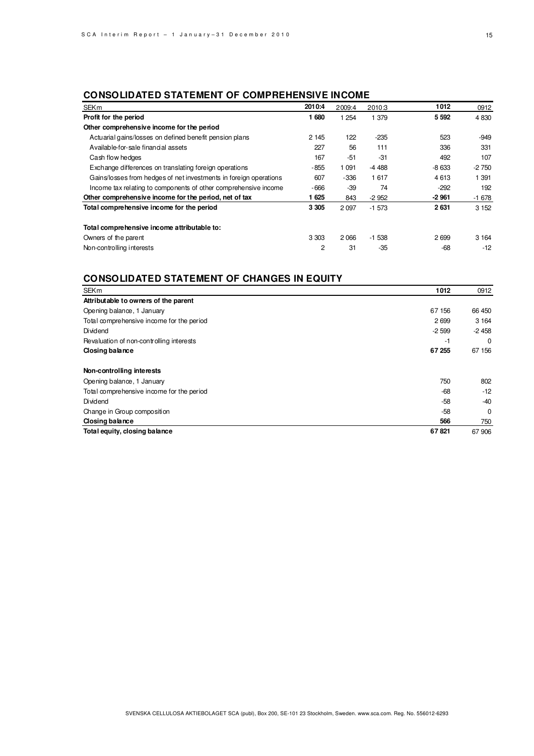## CONSOLIDATED STATEMENT OF COMPREHENSIVE INCOME

| SEKm | 2010:4 | 2009:4 | 2010:3 | 1012 | 0912 |
|---|---|---|---|---|---|
| **Profit for the period** | **1 680** | 1 254 | 1 379 | **5 592** | 4 830 |
| **Other comprehensive income for the period** | | | | | |
| Actuarial gains/losses on defined benefit pension plans | 2 145 | 122 | -235 | 523 | -949 |
| Available-for-sale financial assets | 227 | 56 | 111 | 336 | 331 |
| Cash flow hedges | 167 | -51 | -31 | 492 | 107 |
| Exchange differences on translating foreign operations | -855 | 1 091 | -4 488 | -8 633 | -2 750 |
| Gains/losses from hedges of net investments in foreign operations | 607 | -336 | 1 617 | 4 613 | 1 391 |
| Income tax relating to components of other comprehensive income | -666 | -39 | 74 | -292 | 192 |
| **Other comprehensive income for the period, net of tax** | **1 625** | 843 | -2 952 | **-2 961** | -1 678 |
| **Total comprehensive income for the period** | **3 305** | 2 097 | -1 573 | **2 631** | 3 152 |
| | | | | | |
| **Total comprehensive income attributable to:** | | | | | |
| Owners of the parent | 3 303 | 2 066 | -1 538 | 2 699 | 3 164 |
| Non-controlling interests | 2 | 31 | -35 | -68 | -12 |

## CONSOLIDATED STATEMENT OF CHANGES IN EQUITY

| SEKm | 1012 | 0912 |
|---|---|---|
| **Attributable to owners of the parent** | | |
| Opening balance, 1 January | 67 156 | 66 450 |
| Total comprehensive income for the period | 2 699 | 3 164 |
| Dividend | -2 599 | -2 458 |
| Revaluation of non-controlling interests | -1 | 0 |
| **Closing balance** | **67 255** | 67 156 |
| | | |
| **Non-controlling interests** | | |
| Opening balance, 1 January | 750 | 802 |
| Total comprehensive income for the period | -68 | -12 |
| Dividend | -58 | -40 |
| Change in Group composition | -58 | 0 |
| **Closing balance** | **566** | 750 |
| **Total equity, closing balance** | **67 821** | 67 906 |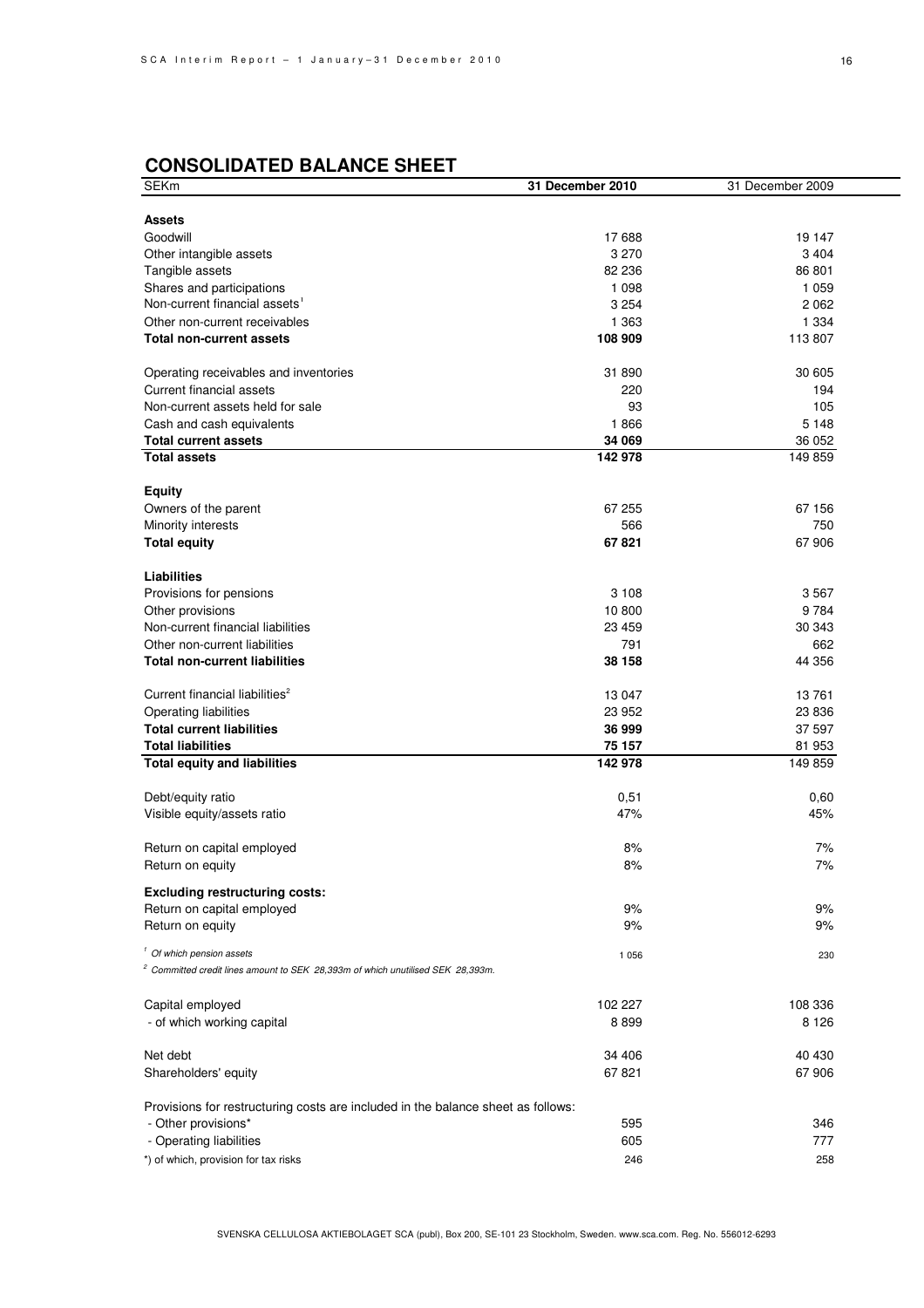## CONSOLIDATED BALANCE SHEET

| SEKm | 31 December 2010 | 31 December 2009 |
|---|---|---|
| **Assets** | | |
| Goodwill | 17 688 | 19 147 |
| Other intangible assets | 3 270 | 3 404 |
| Tangible assets | 82 236 | 86 801 |
| Shares and participations | 1 098 | 1 059 |
| Non-current financial assets[1] | 3 254 | 2 062 |
| Other non-current receivables | 1 363 | 1 334 |
| **Total non-current assets** | **108 909** | 113 807 |
| | | |
| Operating receivables and inventories | 31 890 | 30 605 |
| Current financial assets | 220 | 194 |
| Non-current assets held for sale | 93 | 105 |
| Cash and cash equivalents | 1 866 | 5 148 |
| **Total current assets** | **34 069** | 36 052 |
| **Total assets** | **142 978** | 149 859 |
| | | |
| **Equity** | | |
| Owners of the parent | 67 255 | 67 156 |
| Minority interests | 566 | 750 |
| **Total equity** | **67 821** | 67 906 |
| | | |
| **Liabilities** | | |
| Provisions for pensions | 3 108 | 3 567 |
| Other provisions | 10 800 | 9 784 |
| Non-current financial liabilities | 23 459 | 30 343 |
| Other non-current liabilities | 791 | 662 |
| **Total non-current liabilities** | **38 158** | 44 356 |
| | | |
| Current financial liabilities[2] | 13 047 | 13 761 |
| Operating liabilities | 23 952 | 23 836 |
| **Total current liabilities** | **36 999** | 37 597 |
| **Total liabilities** | **75 157** | 81 953 |
| **Total equity and liabilities** | **142 978** | 149 859 |
| | | |
| Debt/equity ratio | 0,51 | 0,60 |
| Visible equity/assets ratio | 47% | 45% |
| | | |
| Return on capital employed | 8% | 7% |
| Return on equity | 8% | 7% |
| | | |
| **Excluding restructuring costs:** | | |
| Return on capital employed | 9% | 9% |
| Return on equity | 9% | 9% |
| | | |
| [1] *Of which pension assets* | 1 056 | 230 |

[2] *Committed credit lines amount to SEK 28,393m of which unutilised SEK 28,393m.*

| | 31 December 2010 | 31 December 2009 |
|---|---|---|
| Capital employed | 102 227 | 108 336 |
| - of which working capital | 8 899 | 8 126 |
| | | |
| Net debt | 34 406 | 40 430 |
| Shareholders' equity | 67 821 | 67 906 |
| | | |
| Provisions for restructuring costs are included in the balance sheet as follows: | | |
| - Other provisions* | 595 | 346 |
| - Operating liabilities | 605 | 777 |
| *) of which, provision for tax risks | 246 | 258 |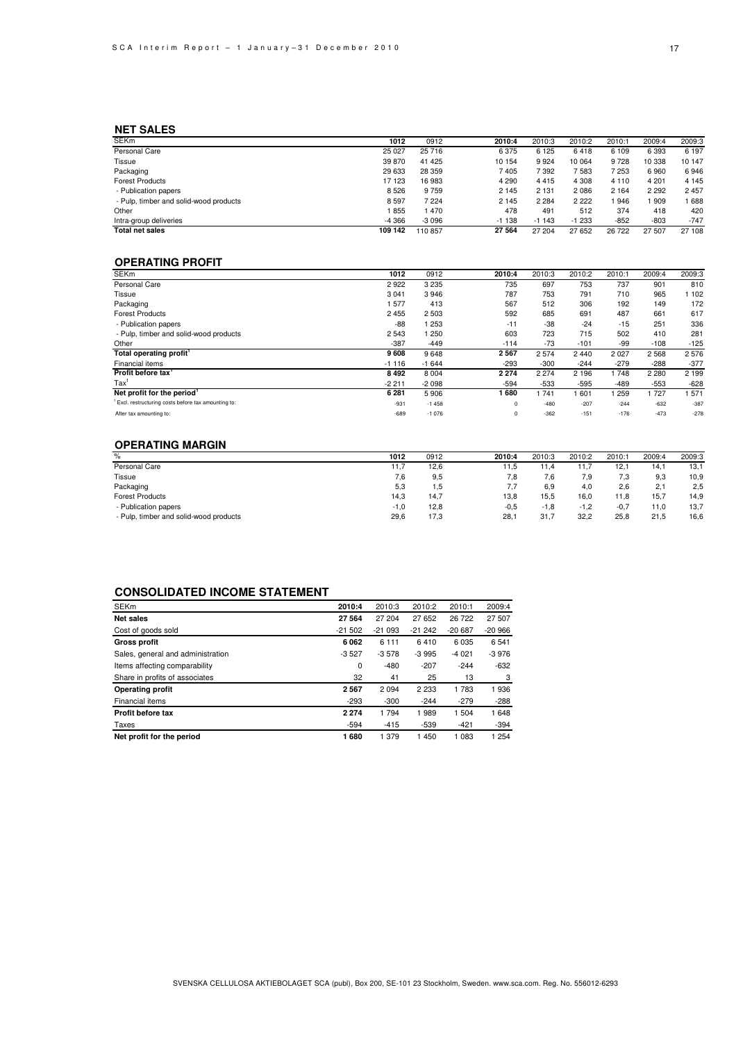## NET SALES

| SEKm | 1012 | 0912 | 2010:4 | 2010:3 | 2010:2 | 2010:1 | 2009:4 | 2009:3 |
|---|---|---|---|---|---|---|---|---|
| Personal Care | 25 027 | 25 716 | 6 375 | 6 125 | 6 418 | 6 109 | 6 393 | 6 197 |
| Tissue | 39 870 | 41 425 | 10 154 | 9 924 | 10 064 | 9 728 | 10 338 | 10 147 |
| Packaging | 29 633 | 28 359 | 7 405 | 7 392 | 7 583 | 7 253 | 6 960 | 6 946 |
| Forest Products | 17 123 | 16 983 | 4 290 | 4 415 | 4 308 | 4 110 | 4 201 | 4 145 |
| - Publication papers | 8 526 | 9 759 | 2 145 | 2 131 | 2 086 | 2 164 | 2 292 | 2 457 |
| - Pulp, timber and solid-wood products | 8 597 | 7 224 | 2 145 | 2 284 | 2 222 | 1 946 | 1 909 | 1 688 |
| Other | 1 855 | 1 470 | 478 | 491 | 512 | 374 | 418 | 420 |
| Intra-group deliveries | -4 366 | -3 096 | -1 138 | -1 143 | -1 233 | -852 | -803 | -747 |
| **Total net sales** | **109 142** | 110 857 | **27 564** | 27 204 | 27 652 | 26 722 | 27 507 | 27 108 |

## OPERATING PROFIT

| SEKm | 1012 | 0912 | 2010:4 | 2010:3 | 2010:2 | 2010:1 | 2009:4 | 2009:3 |
|---|---|---|---|---|---|---|---|---|
| Personal Care | 2 922 | 3 235 | 735 | 697 | 753 | 737 | 901 | 810 |
| Tissue | 3 041 | 3 946 | 787 | 753 | 791 | 710 | 965 | 1 102 |
| Packaging | 1 577 | 413 | 567 | 512 | 306 | 192 | 149 | 172 |
| Forest Products | 2 455 | 2 503 | 592 | 685 | 691 | 487 | 661 | 617 |
| - Publication papers | -88 | 1 253 | -11 | -38 | -24 | -15 | 251 | 336 |
| - Pulp, timber and solid-wood products | 2 543 | 1 250 | 603 | 723 | 715 | 502 | 410 | 281 |
| Other | -387 | -449 | -114 | -73 | -101 | -99 | -108 | -125 |
| **Total operating profit**[1] | **9 608** | 9 648 | **2 567** | 2 574 | 2 440 | 2 027 | 2 568 | 2 576 |
| Financial items | -1 116 | -1 644 | -293 | -300 | -244 | -279 | -288 | -377 |
| **Profit before tax**[1] | **8 492** | 8 004 | **2 274** | 2 274 | 2 196 | 1 748 | 2 280 | 2 199 |
| Tax[1] | -2 211 | -2 098 | -594 | -533 | -595 | -489 | -553 | -628 |
| **Net profit for the period**[1] | **6 281** | 5 906 | **1 680** | 1 741 | 1 601 | 1 259 | 1 727 | 1 571 |
| [1] Excl. restructuring costs before tax amounting to: | -931 | -1 458 | 0 | -480 | -207 | -244 | -632 | -387 |
| After tax amounting to: | -689 | -1 076 | 0 | -362 | -151 | -176 | -473 | -278 |

## OPERATING MARGIN

| % | 1012 | 0912 | 2010:4 | 2010:3 | 2010:2 | 2010:1 | 2009:4 | 2009:3 |
|---|---|---|---|---|---|---|---|---|
| Personal Care | 11,7 | 12,6 | 11,5 | 11,4 | 11,7 | 12,1 | 14,1 | 13,1 |
| Tissue | 7,6 | 9,5 | 7,8 | 7,6 | 7,9 | 7,3 | 9,3 | 10,9 |
| Packaging | 5,3 | 1,5 | 7,7 | 6,9 | 4,0 | 2,6 | 2,1 | 2,5 |
| Forest Products | 14,3 | 14,7 | 13,8 | 15,5 | 16,0 | 11,8 | 15,7 | 14,9 |
| - Publication papers | -1,0 | 12,8 | -0,5 | -1,8 | -1,2 | -0,7 | 11,0 | 13,7 |
| - Pulp, timber and solid-wood products | 29,6 | 17,3 | 28,1 | 31,7 | 32,2 | 25,8 | 21,5 | 16,6 |

## CONSOLIDATED INCOME STATEMENT

| SEKm | 2010:4 | 2010:3 | 2010:2 | 2010:1 | 2009:4 |
|---|---|---|---|---|---|
| **Net sales** | **27 564** | 27 204 | 27 652 | 26 722 | 27 507 |
| Cost of goods sold | -21 502 | -21 093 | -21 242 | -20 687 | -20 966 |
| **Gross profit** | **6 062** | 6 111 | 6 410 | 6 035 | 6 541 |
| Sales, general and administration | -3 527 | -3 578 | -3 995 | -4 021 | -3 976 |
| Items affecting comparability | 0 | -480 | -207 | -244 | -632 |
| Share in profits of associates | 32 | 41 | 25 | 13 | 3 |
| **Operating profit** | **2 567** | 2 094 | 2 233 | 1 783 | 1 936 |
| Financial items | -293 | -300 | -244 | -279 | -288 |
| **Profit before tax** | **2 274** | 1 794 | 1 989 | 1 504 | 1 648 |
| Taxes | -594 | -415 | -539 | -421 | -394 |
| **Net profit for the period** | **1 680** | 1 379 | 1 450 | 1 083 | 1 254 |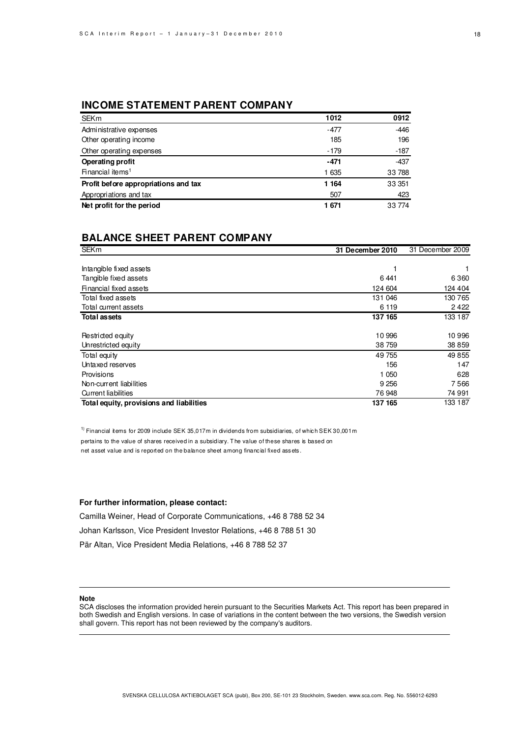## INCOME STATEMENT PARENT COMPANY

| SEKm | 1012 | 0912 |
|---|---|---|
| Administrative expenses | -477 | -446 |
| Other operating income | 185 | 196 |
| Other operating expenses | -179 | -187 |
| **Operating profit** | **-471** | -437 |
| Financial items[1] | 1 635 | 33 788 |
| **Profit before appropriations and tax** | **1 164** | 33 351 |
| Appropriations and tax | 507 | 423 |
| **Net profit for the period** | **1 671** | 33 774 |

## BALANCE SHEET PARENT COMPANY

| SEKm | 31 December 2010 | 31 December 2009 |
|---|---|---|
| Intangible fixed assets | 1 | 1 |
| Tangible fixed assets | 6 441 | 6 360 |
| Financial fixed assets | 124 604 | 124 404 |
| Total fixed assets | 131 046 | 130 765 |
| Total current assets | 6 119 | 2 422 |
| **Total assets** | **137 165** | 133 187 |
| Restricted equity | 10 996 | 10 996 |
| Unrestricted equity | 38 759 | 38 859 |
| Total equity | 49 755 | 49 855 |
| Untaxed reserves | 156 | 147 |
| Provisions | 1 050 | 628 |
| Non-current liabilities | 9 256 | 7 566 |
| Current liabilities | 76 948 | 74 991 |
| **Total equity, provisions and liabilities** | **137 165** | 133 187 |

[1] Financial items for 2009 include SEK 35,017m in dividends from subsidiaries, of which SEK 30,001m pertains to the value of shares received in a subsidiary. The value of these shares is based on net asset value and is reported on the balance sheet among financial fixed assets.

**For further information, please contact:**

Camilla Weiner, Head of Corporate Communications, +46 8 788 52 34

Johan Karlsson, Vice President Investor Relations, +46 8 788 51 30

Pär Altan, Vice President Media Relations, +46 8 788 52 37

**Note**

SCA discloses the information provided herein pursuant to the Securities Markets Act. This report has been prepared in both Swedish and English versions. In case of variations in the content between the two versions, the Swedish version shall govern. This report has not been reviewed by the company's auditors.

SVENSKA CELLULOSA AKTIEBOLAGET SCA (publ), Box 200, SE-101 23 Stockholm, Sweden. www.sca.com. Reg. No. 556012-6293